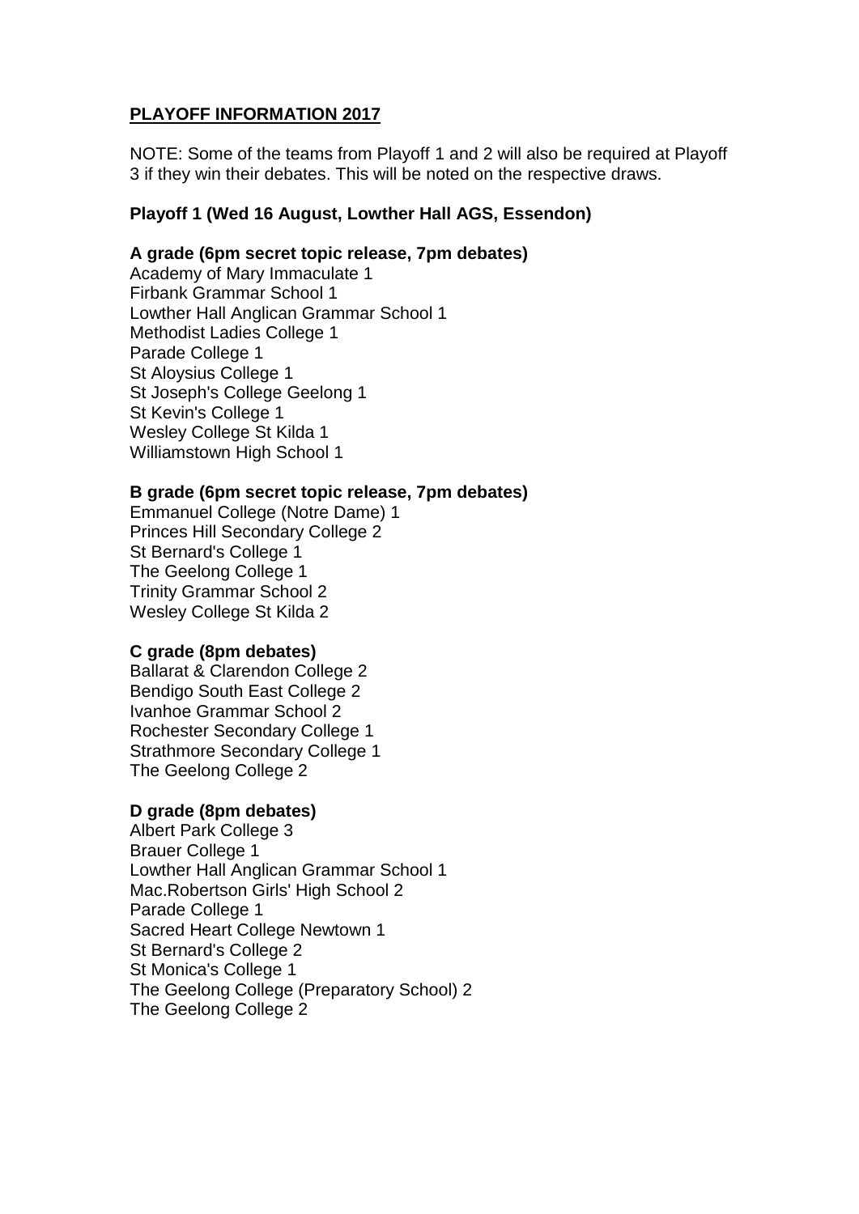# PLAYOFF INFORMATION 2017

NOTE: Some of the teams from Playoff 1 and 2 will also be required at Playoff 3 if they win their debates. This will be noted on the respective draws.

## Playoff 1 (Wed 16 August, Lowther Hall AGS, Essendon)

### A grade (6pm secret topic release, 7pm debates)

Academy of Mary Immaculate 1
Firbank Grammar School 1
Lowther Hall Anglican Grammar School 1
Methodist Ladies College 1
Parade College 1
St Aloysius College 1
St Joseph's College Geelong 1
St Kevin's College 1
Wesley College St Kilda 1
Williamstown High School 1

### B grade (6pm secret topic release, 7pm debates)

Emmanuel College (Notre Dame) 1
Princes Hill Secondary College 2
St Bernard's College 1
The Geelong College 1
Trinity Grammar School 2
Wesley College St Kilda 2

### C grade (8pm debates)

Ballarat & Clarendon College 2
Bendigo South East College 2
Ivanhoe Grammar School 2
Rochester Secondary College 1
Strathmore Secondary College 1
The Geelong College 2

### D grade (8pm debates)

Albert Park College 3
Brauer College 1
Lowther Hall Anglican Grammar School 1
Mac.Robertson Girls' High School 2
Parade College 1
Sacred Heart College Newtown 1
St Bernard's College 2
St Monica's College 1
The Geelong College (Preparatory School) 2
The Geelong College 2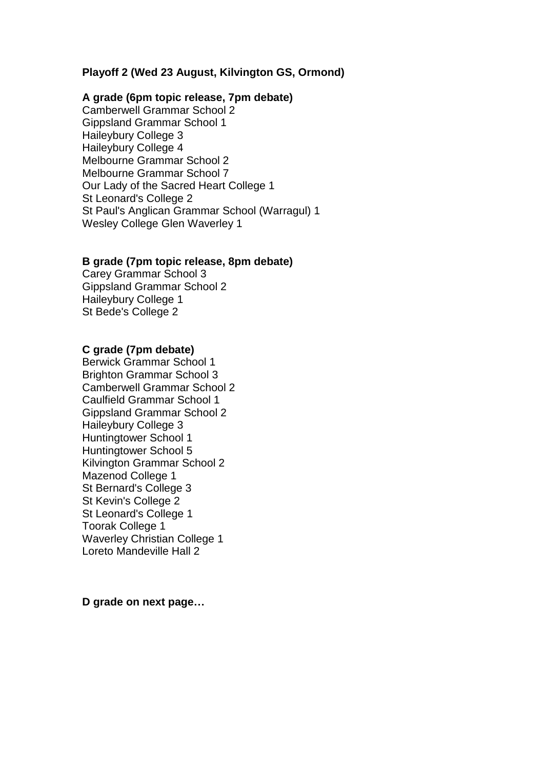**Playoff 2 (Wed 23 August, Kilvington GS, Ormond)**

**A grade (6pm topic release, 7pm debate)**

Camberwell Grammar School 2
Gippsland Grammar School 1
Haileybury College 3
Haileybury College 4
Melbourne Grammar School 2
Melbourne Grammar School 7
Our Lady of the Sacred Heart College 1
St Leonard's College 2
St Paul's Anglican Grammar School (Warragul) 1
Wesley College Glen Waverley 1

**B grade (7pm topic release, 8pm debate)**

Carey Grammar School 3
Gippsland Grammar School 2
Haileybury College 1
St Bede's College 2

**C grade (7pm debate)**

Berwick Grammar School 1
Brighton Grammar School 3
Camberwell Grammar School 2
Caulfield Grammar School 1
Gippsland Grammar School 2
Haileybury College 3
Huntingtower School 1
Huntingtower School 5
Kilvington Grammar School 2
Mazenod College 1
St Bernard's College 3
St Kevin's College 2
St Leonard's College 1
Toorak College 1
Waverley Christian College 1
Loreto Mandeville Hall 2

**D grade on next page…**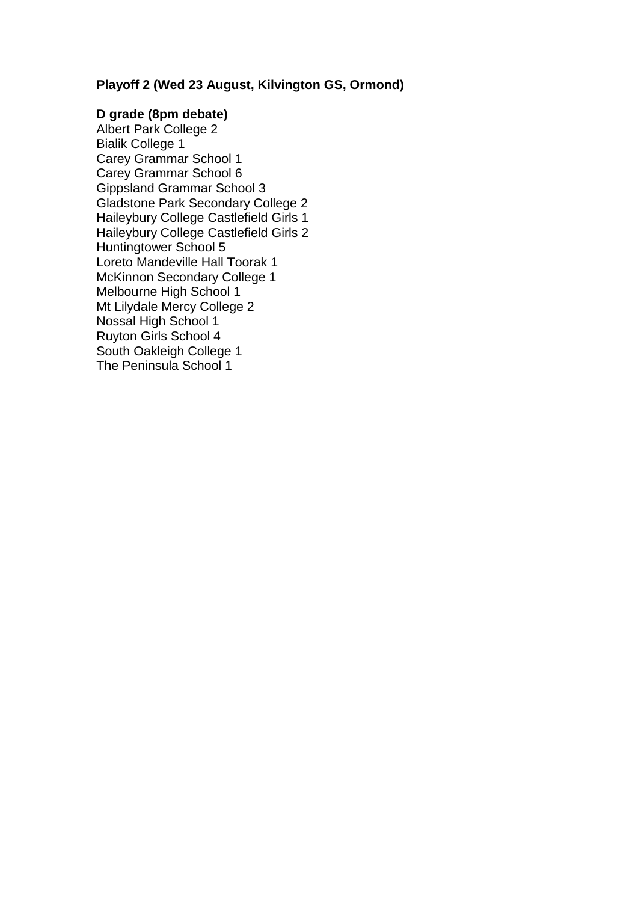**Playoff 2 (Wed 23 August, Kilvington GS, Ormond)**

**D grade (8pm debate)**

Albert Park College 2
Bialik College 1
Carey Grammar School 1
Carey Grammar School 6
Gippsland Grammar School 3
Gladstone Park Secondary College 2
Haileybury College Castlefield Girls 1
Haileybury College Castlefield Girls 2
Huntingtower School 5
Loreto Mandeville Hall Toorak 1
McKinnon Secondary College 1
Melbourne High School 1
Mt Lilydale Mercy College 2
Nossal High School 1
Ruyton Girls School 4
South Oakleigh College 1
The Peninsula School 1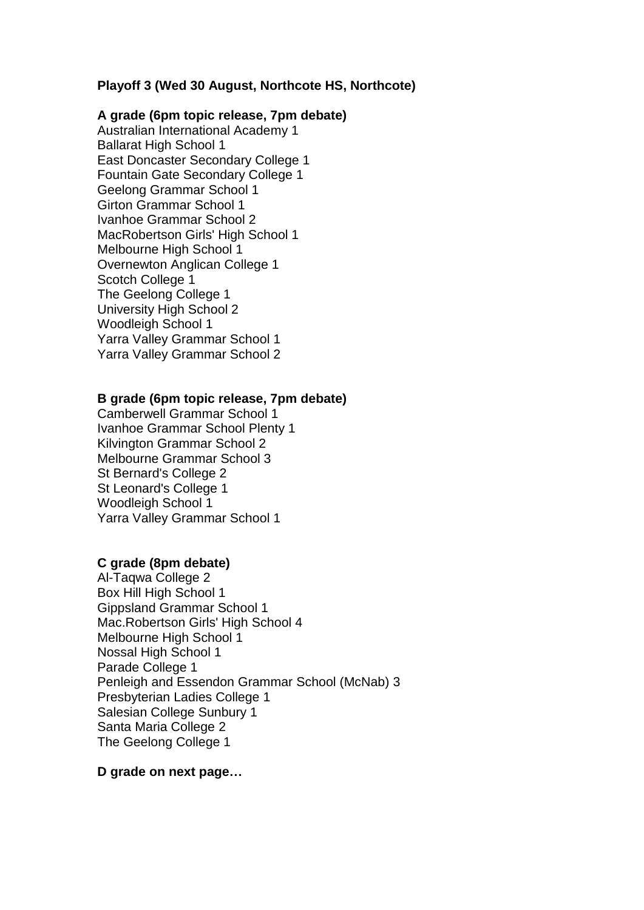**Playoff 3 (Wed 30 August, Northcote HS, Northcote)**

**A grade (6pm topic release, 7pm debate)**

Australian International Academy 1
Ballarat High School 1
East Doncaster Secondary College 1
Fountain Gate Secondary College 1
Geelong Grammar School 1
Girton Grammar School 1
Ivanhoe Grammar School 2
MacRobertson Girls' High School 1
Melbourne High School 1
Overnewton Anglican College 1
Scotch College 1
The Geelong College 1
University High School 2
Woodleigh School 1
Yarra Valley Grammar School 1
Yarra Valley Grammar School 2

**B grade (6pm topic release, 7pm debate)**

Camberwell Grammar School 1
Ivanhoe Grammar School Plenty 1
Kilvington Grammar School 2
Melbourne Grammar School 3
St Bernard's College 2
St Leonard's College 1
Woodleigh School 1
Yarra Valley Grammar School 1

**C grade (8pm debate)**

Al-Taqwa College 2
Box Hill High School 1
Gippsland Grammar School 1
Mac.Robertson Girls' High School 4
Melbourne High School 1
Nossal High School 1
Parade College 1
Penleigh and Essendon Grammar School (McNab) 3
Presbyterian Ladies College 1
Salesian College Sunbury 1
Santa Maria College 2
The Geelong College 1

**D grade on next page…**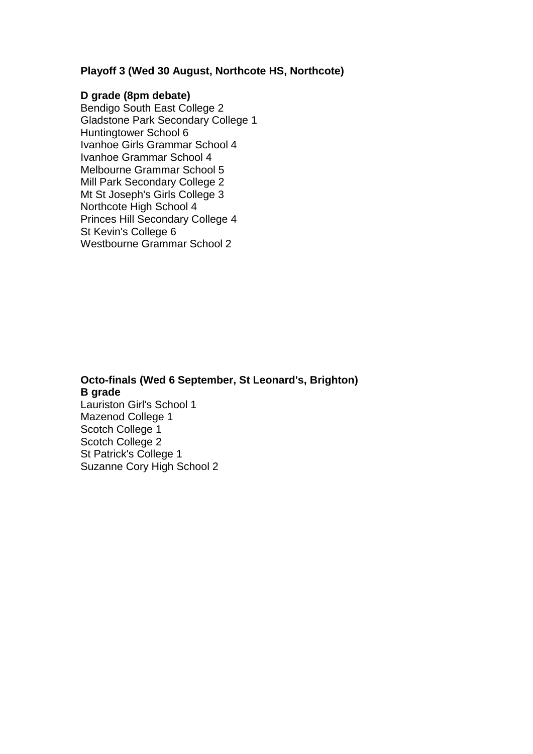**Playoff 3 (Wed 30 August, Northcote HS, Northcote)**

**D grade (8pm debate)**
Bendigo South East College 2
Gladstone Park Secondary College 1
Huntingtower School 6
Ivanhoe Girls Grammar School 4
Ivanhoe Grammar School 4
Melbourne Grammar School 5
Mill Park Secondary College 2
Mt St Joseph's Girls College 3
Northcote High School 4
Princes Hill Secondary College 4
St Kevin's College 6
Westbourne Grammar School 2

**Octo-finals (Wed 6 September, St Leonard's, Brighton)**
**B grade**
Lauriston Girl's School 1
Mazenod College 1
Scotch College 1
Scotch College 2
St Patrick's College 1
Suzanne Cory High School 2